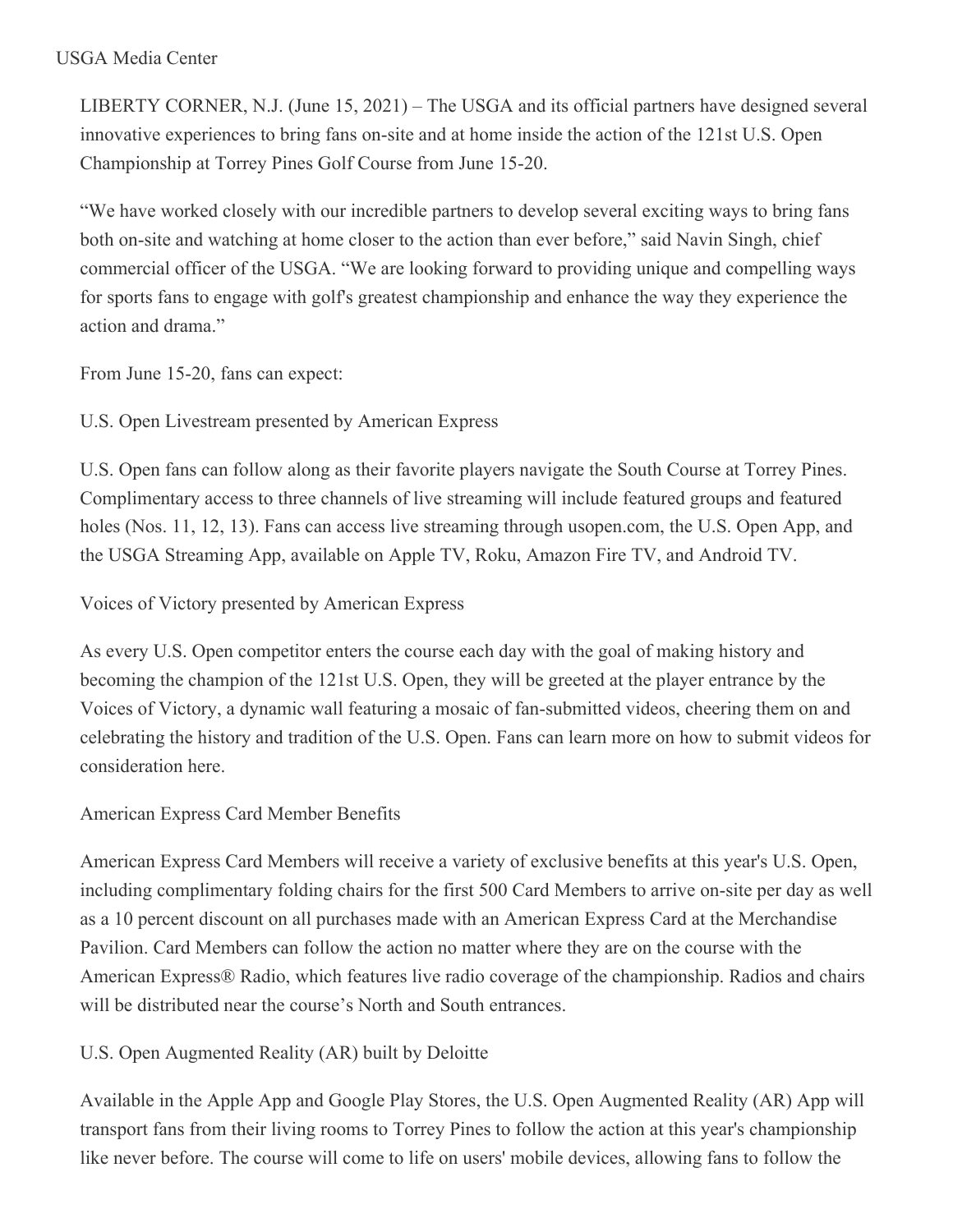USGA Media Center

LIBERTY CORNER, N.J. (June 15, 2021) – The USGA and its official partners have designed several innovative experiences to bring fans on-site and at home inside the action of the 121st U.S. Open Championship at Torrey Pines Golf Course from June 15-20.

"We have worked closely with our incredible partners to develop several exciting ways to bring fans both on-site and watching at home closer to the action than ever before," said Navin Singh, chief commercial officer of the USGA. "We are looking forward to providing unique and compelling ways for sports fans to engage with golf's greatest championship and enhance the way they experience the action and drama."

From June 15-20, fans can expect:

U.S. Open Livestream presented by American Express

U.S. Open fans can follow along as their favorite players navigate the South Course at Torrey Pines. Complimentary access to three channels of live streaming will include featured groups and featured holes (Nos. 11, 12, 13). Fans can access live streaming through usopen.com, the U.S. Open App, and the USGA Streaming App, available on Apple TV, Roku, Amazon Fire TV, and Android TV.

Voices of Victory presented by American Express

As every U.S. Open competitor enters the course each day with the goal of making history and becoming the champion of the 121st U.S. Open, they will be greeted at the player entrance by the Voices of Victory, a dynamic wall featuring a mosaic of fan-submitted videos, cheering them on and celebrating the history and tradition of the U.S. Open. Fans can learn more on how to submit videos for consideration here.

American Express Card Member Benefits

American Express Card Members will receive a variety of exclusive benefits at this year's U.S. Open, including complimentary folding chairs for the first 500 Card Members to arrive on-site per day as well as a 10 percent discount on all purchases made with an American Express Card at the Merchandise Pavilion. Card Members can follow the action no matter where they are on the course with the American Express® Radio, which features live radio coverage of the championship. Radios and chairs will be distributed near the course's North and South entrances.

U.S. Open Augmented Reality (AR) built by Deloitte

Available in the Apple App and Google Play Stores, the U.S. Open Augmented Reality (AR) App will transport fans from their living rooms to Torrey Pines to follow the action at this year's championship like never before. The course will come to life on users' mobile devices, allowing fans to follow the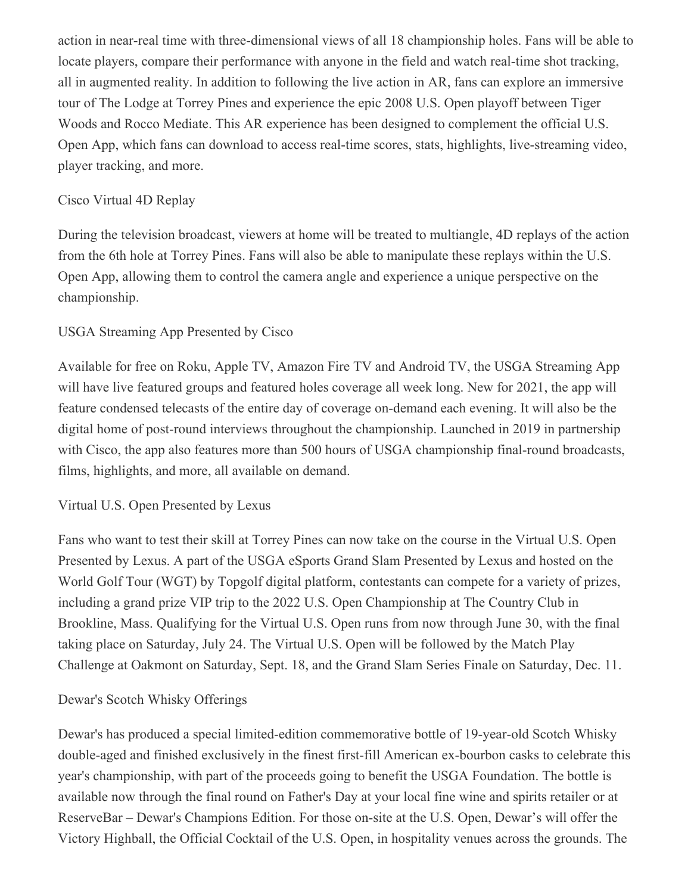action in near-real time with three-dimensional views of all 18 championship holes. Fans will be able to locate players, compare their performance with anyone in the field and watch real-time shot tracking, all in augmented reality. In addition to following the live action in AR, fans can explore an immersive tour of The Lodge at Torrey Pines and experience the epic 2008 U.S. Open playoff between Tiger Woods and Rocco Mediate. This AR experience has been designed to complement the official U.S. Open App, which fans can download to access real-time scores, stats, highlights, live-streaming video, player tracking, and more.

Cisco Virtual 4D Replay

During the television broadcast, viewers at home will be treated to multiangle, 4D replays of the action from the 6th hole at Torrey Pines. Fans will also be able to manipulate these replays within the U.S. Open App, allowing them to control the camera angle and experience a unique perspective on the championship.

USGA Streaming App Presented by Cisco

Available for free on Roku, Apple TV, Amazon Fire TV and Android TV, the USGA Streaming App will have live featured groups and featured holes coverage all week long. New for 2021, the app will feature condensed telecasts of the entire day of coverage on-demand each evening. It will also be the digital home of post-round interviews throughout the championship. Launched in 2019 in partnership with Cisco, the app also features more than 500 hours of USGA championship final-round broadcasts, films, highlights, and more, all available on demand.

Virtual U.S. Open Presented by Lexus

Fans who want to test their skill at Torrey Pines can now take on the course in the Virtual U.S. Open Presented by Lexus. A part of the USGA eSports Grand Slam Presented by Lexus and hosted on the World Golf Tour (WGT) by Topgolf digital platform, contestants can compete for a variety of prizes, including a grand prize VIP trip to the 2022 U.S. Open Championship at The Country Club in Brookline, Mass. Qualifying for the Virtual U.S. Open runs from now through June 30, with the final taking place on Saturday, July 24. The Virtual U.S. Open will be followed by the Match Play Challenge at Oakmont on Saturday, Sept. 18, and the Grand Slam Series Finale on Saturday, Dec. 11.

Dewar's Scotch Whisky Offerings

Dewar's has produced a special limited-edition commemorative bottle of 19-year-old Scotch Whisky double-aged and finished exclusively in the finest first-fill American ex-bourbon casks to celebrate this year's championship, with part of the proceeds going to benefit the USGA Foundation. The bottle is available now through the final round on Father's Day at your local fine wine and spirits retailer or at ReserveBar – Dewar's Champions Edition. For those on-site at the U.S. Open, Dewar's will offer the Victory Highball, the Official Cocktail of the U.S. Open, in hospitality venues across the grounds. The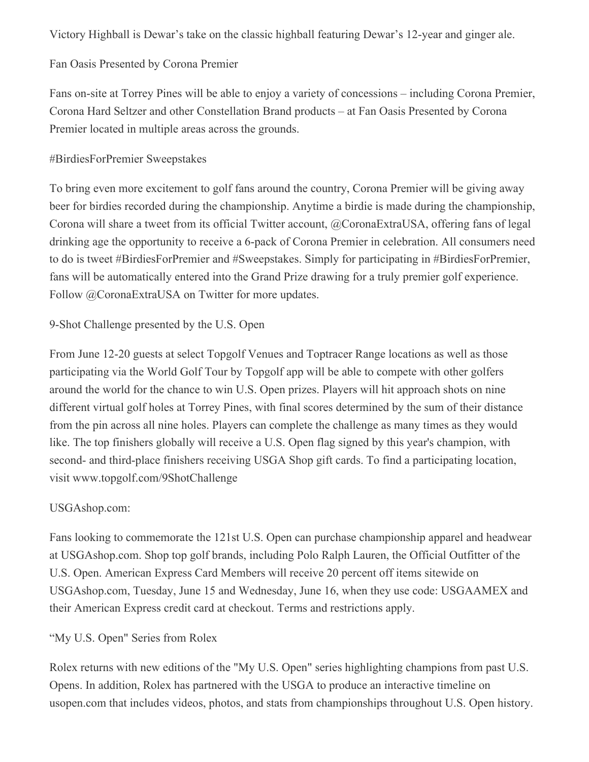Victory Highball is Dewar's take on the classic highball featuring Dewar's 12-year and ginger ale.

## Fan Oasis Presented by Corona Premier

Fans on-site at Torrey Pines will be able to enjoy a variety of concessions – including Corona Premier, Corona Hard Seltzer and other Constellation Brand products – at Fan Oasis Presented by Corona Premier located in multiple areas across the grounds.

## #BirdiesForPremier Sweepstakes

To bring even more excitement to golf fans around the country, Corona Premier will be giving away beer for birdies recorded during the championship. Anytime a birdie is made during the championship, Corona will share a tweet from its official Twitter account, @CoronaExtraUSA, offering fans of legal drinking age the opportunity to receive a 6-pack of Corona Premier in celebration. All consumers need to do is tweet #BirdiesForPremier and #Sweepstakes. Simply for participating in #BirdiesForPremier, fans will be automatically entered into the Grand Prize drawing for a truly premier golf experience. Follow @CoronaExtraUSA on Twitter for more updates.

## 9-Shot Challenge presented by the U.S. Open

From June 12-20 guests at select Topgolf Venues and Toptracer Range locations as well as those participating via the World Golf Tour by Topgolf app will be able to compete with other golfers around the world for the chance to win U.S. Open prizes. Players will hit approach shots on nine different virtual golf holes at Torrey Pines, with final scores determined by the sum of their distance from the pin across all nine holes. Players can complete the challenge as many times as they would like. The top finishers globally will receive a U.S. Open flag signed by this year's champion, with second- and third-place finishers receiving USGA Shop gift cards. To find a participating location, visit www.topgolf.com/9ShotChallenge

## USGAshop.com:

Fans looking to commemorate the 121st U.S. Open can purchase championship apparel and headwear at USGAshop.com. Shop top golf brands, including Polo Ralph Lauren, the Official Outfitter of the U.S. Open. American Express Card Members will receive 20 percent off items sitewide on USGAshop.com, Tuesday, June 15 and Wednesday, June 16, when they use code: USGAAMEX and their American Express credit card at checkout. Terms and restrictions apply.

## "My U.S. Open" Series from Rolex

Rolex returns with new editions of the "My U.S. Open" series highlighting champions from past U.S. Opens. In addition, Rolex has partnered with the USGA to produce an interactive timeline on usopen.com that includes videos, photos, and stats from championships throughout U.S. Open history.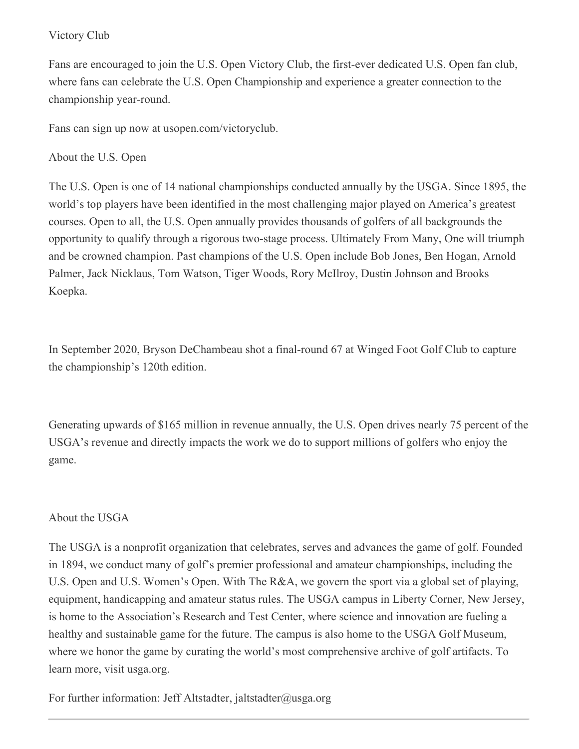## Victory Club

Fans are encouraged to join the U.S. Open Victory Club, the first-ever dedicated U.S. Open fan club, where fans can celebrate the U.S. Open Championship and experience a greater connection to the championship year-round.

Fans can sign up now at usopen.com/victoryclub.

## About the U.S. Open

The U.S. Open is one of 14 national championships conducted annually by the USGA. Since 1895, the world's top players have been identified in the most challenging major played on America's greatest courses. Open to all, the U.S. Open annually provides thousands of golfers of all backgrounds the opportunity to qualify through a rigorous two-stage process. Ultimately From Many, One will triumph and be crowned champion. Past champions of the U.S. Open include Bob Jones, Ben Hogan, Arnold Palmer, Jack Nicklaus, Tom Watson, Tiger Woods, Rory McIlroy, Dustin Johnson and Brooks Koepka.

In September 2020, Bryson DeChambeau shot a final-round 67 at Winged Foot Golf Club to capture the championship's 120th edition.

Generating upwards of $165 million in revenue annually, the U.S. Open drives nearly 75 percent of the USGA's revenue and directly impacts the work we do to support millions of golfers who enjoy the game.

## About the USGA

The USGA is a nonprofit organization that celebrates, serves and advances the game of golf. Founded in 1894, we conduct many of golf's premier professional and amateur championships, including the U.S. Open and U.S. Women's Open. With The R&A, we govern the sport via a global set of playing, equipment, handicapping and amateur status rules. The USGA campus in Liberty Corner, New Jersey, is home to the Association's Research and Test Center, where science and innovation are fueling a healthy and sustainable game for the future. The campus is also home to the USGA Golf Museum, where we honor the game by curating the world's most comprehensive archive of golf artifacts. To learn more, visit usga.org.

For further information: Jeff Altstadter, jaltstadter@usga.org

---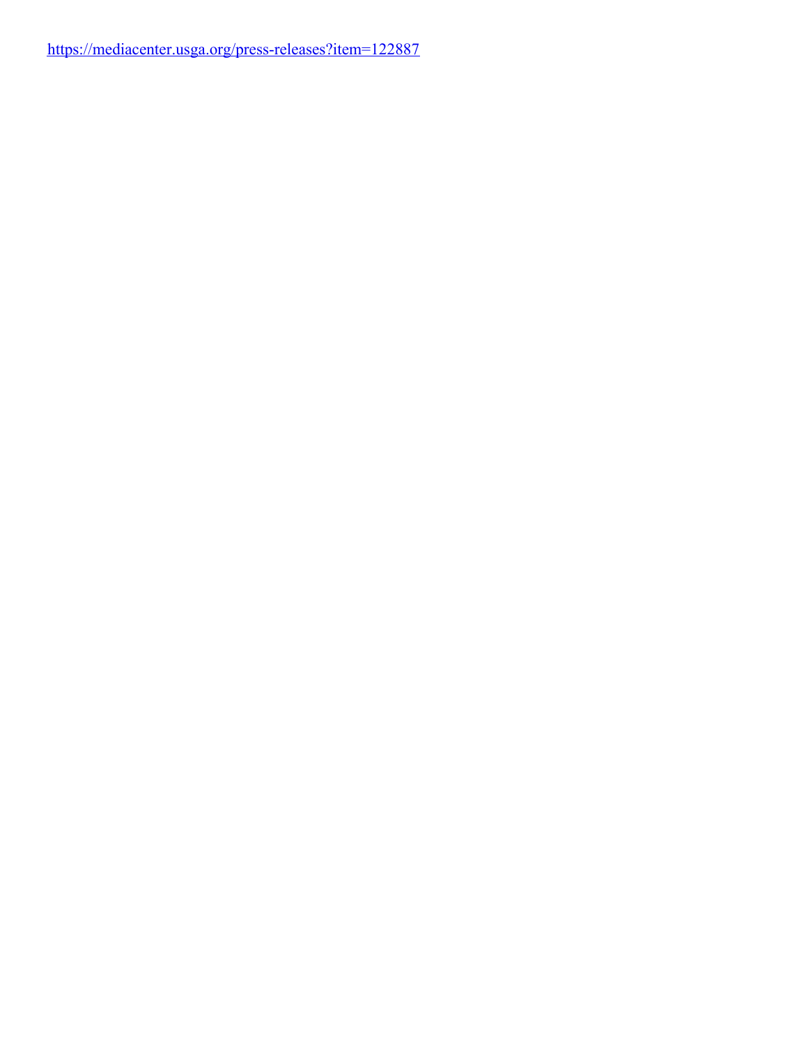https://mediacenter.usga.org/press-releases?item=122887